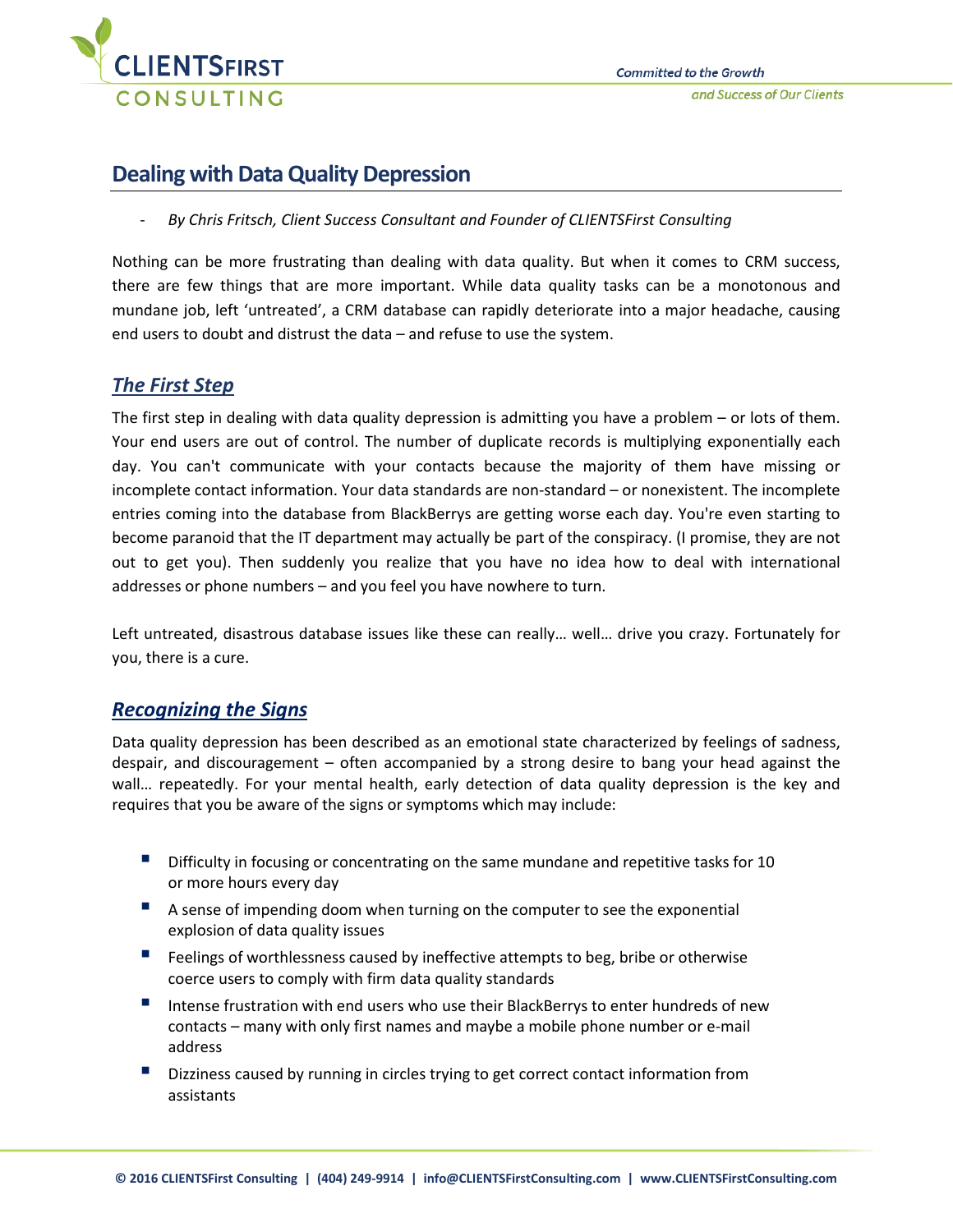# Dealing with Data Quality Depression

- *By Chris Fritsch, Client Success Consultant and Founder of CLIENTSFirst Consulting*

Nothing can be more frustrating than dealing with data quality. But when it comes to CRM success, there are few things that are more important. While data quality tasks can be a monotonous and mundane job, left 'untreated', a CRM database can rapidly deteriorate into a major headache, causing end users to doubt and distrust the data – and refuse to use the system.

## *The First Step*

The first step in dealing with data quality depression is admitting you have a problem – or lots of them. Your end users are out of control. The number of duplicate records is multiplying exponentially each day. You can't communicate with your contacts because the majority of them have missing or incomplete contact information. Your data standards are non-standard – or nonexistent. The incomplete entries coming into the database from BlackBerrys are getting worse each day. You're even starting to become paranoid that the IT department may actually be part of the conspiracy. (I promise, they are not out to get you). Then suddenly you realize that you have no idea how to deal with international addresses or phone numbers – and you feel you have nowhere to turn.

Left untreated, disastrous database issues like these can really… well… drive you crazy. Fortunately for you, there is a cure.

## *Recognizing the Signs*

Data quality depression has been described as an emotional state characterized by feelings of sadness, despair, and discouragement – often accompanied by a strong desire to bang your head against the wall… repeatedly. For your mental health, early detection of data quality depression is the key and requires that you be aware of the signs or symptoms which may include:

- Difficulty in focusing or concentrating on the same mundane and repetitive tasks for 10 or more hours every day
- A sense of impending doom when turning on the computer to see the exponential explosion of data quality issues
- Feelings of worthlessness caused by ineffective attempts to beg, bribe or otherwise coerce users to comply with firm data quality standards
- Intense frustration with end users who use their BlackBerrys to enter hundreds of new contacts – many with only first names and maybe a mobile phone number or e-mail address
- Dizziness caused by running in circles trying to get correct contact information from assistants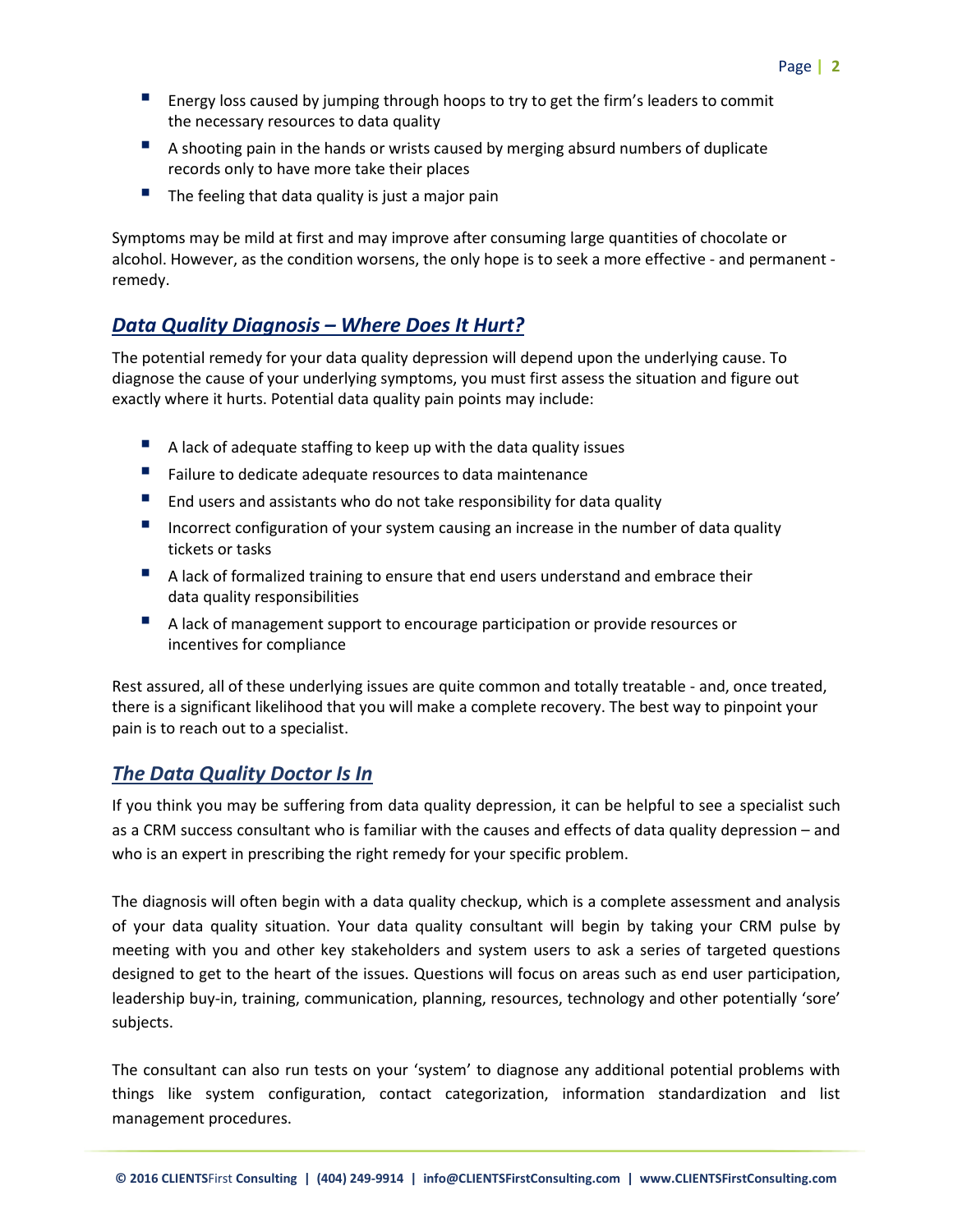- Energy loss caused by jumping through hoops to try to get the firm's leaders to commit the necessary resources to data quality
- A shooting pain in the hands or wrists caused by merging absurd numbers of duplicate records only to have more take their places
- The feeling that data quality is just a major pain

Symptoms may be mild at first and may improve after consuming large quantities of chocolate or alcohol. However, as the condition worsens, the only hope is to seek a more effective - and permanent - remedy.

## ***Data Quality Diagnosis – Where Does It Hurt?***

The potential remedy for your data quality depression will depend upon the underlying cause. To diagnose the cause of your underlying symptoms, you must first assess the situation and figure out exactly where it hurts. Potential data quality pain points may include:

- A lack of adequate staffing to keep up with the data quality issues
- Failure to dedicate adequate resources to data maintenance
- End users and assistants who do not take responsibility for data quality
- Incorrect configuration of your system causing an increase in the number of data quality tickets or tasks
- A lack of formalized training to ensure that end users understand and embrace their data quality responsibilities
- A lack of management support to encourage participation or provide resources or incentives for compliance

Rest assured, all of these underlying issues are quite common and totally treatable - and, once treated, there is a significant likelihood that you will make a complete recovery. The best way to pinpoint your pain is to reach out to a specialist.

## ***The Data Quality Doctor Is In***

If you think you may be suffering from data quality depression, it can be helpful to see a specialist such as a CRM success consultant who is familiar with the causes and effects of data quality depression – and who is an expert in prescribing the right remedy for your specific problem.

The diagnosis will often begin with a data quality checkup, which is a complete assessment and analysis of your data quality situation. Your data quality consultant will begin by taking your CRM pulse by meeting with you and other key stakeholders and system users to ask a series of targeted questions designed to get to the heart of the issues. Questions will focus on areas such as end user participation, leadership buy-in, training, communication, planning, resources, technology and other potentially 'sore' subjects.

The consultant can also run tests on your 'system' to diagnose any additional potential problems with things like system configuration, contact categorization, information standardization and list management procedures.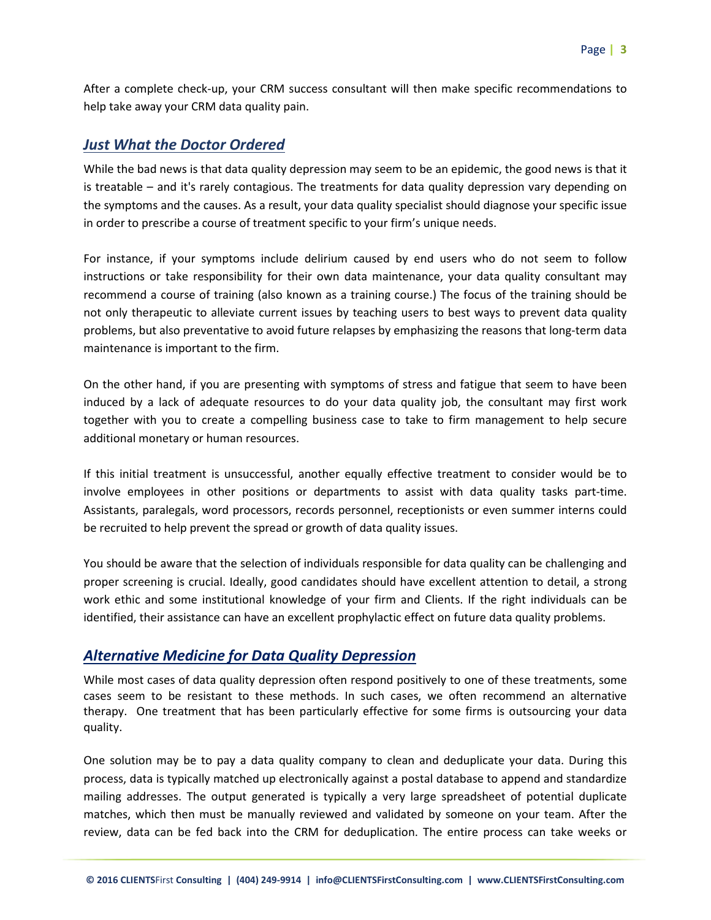After a complete check-up, your CRM success consultant will then make specific recommendations to help take away your CRM data quality pain.

## ***Just What the Doctor Ordered***

While the bad news is that data quality depression may seem to be an epidemic, the good news is that it is treatable – and it's rarely contagious. The treatments for data quality depression vary depending on the symptoms and the causes. As a result, your data quality specialist should diagnose your specific issue in order to prescribe a course of treatment specific to your firm's unique needs.

For instance, if your symptoms include delirium caused by end users who do not seem to follow instructions or take responsibility for their own data maintenance, your data quality consultant may recommend a course of training (also known as a training course.) The focus of the training should be not only therapeutic to alleviate current issues by teaching users to best ways to prevent data quality problems, but also preventative to avoid future relapses by emphasizing the reasons that long-term data maintenance is important to the firm.

On the other hand, if you are presenting with symptoms of stress and fatigue that seem to have been induced by a lack of adequate resources to do your data quality job, the consultant may first work together with you to create a compelling business case to take to firm management to help secure additional monetary or human resources.

If this initial treatment is unsuccessful, another equally effective treatment to consider would be to involve employees in other positions or departments to assist with data quality tasks part-time. Assistants, paralegals, word processors, records personnel, receptionists or even summer interns could be recruited to help prevent the spread or growth of data quality issues.

You should be aware that the selection of individuals responsible for data quality can be challenging and proper screening is crucial. Ideally, good candidates should have excellent attention to detail, a strong work ethic and some institutional knowledge of your firm and Clients. If the right individuals can be identified, their assistance can have an excellent prophylactic effect on future data quality problems.

## ***Alternative Medicine for Data Quality Depression***

While most cases of data quality depression often respond positively to one of these treatments, some cases seem to be resistant to these methods. In such cases, we often recommend an alternative therapy. One treatment that has been particularly effective for some firms is outsourcing your data quality.

One solution may be to pay a data quality company to clean and deduplicate your data. During this process, data is typically matched up electronically against a postal database to append and standardize mailing addresses. The output generated is typically a very large spreadsheet of potential duplicate matches, which then must be manually reviewed and validated by someone on your team. After the review, data can be fed back into the CRM for deduplication. The entire process can take weeks or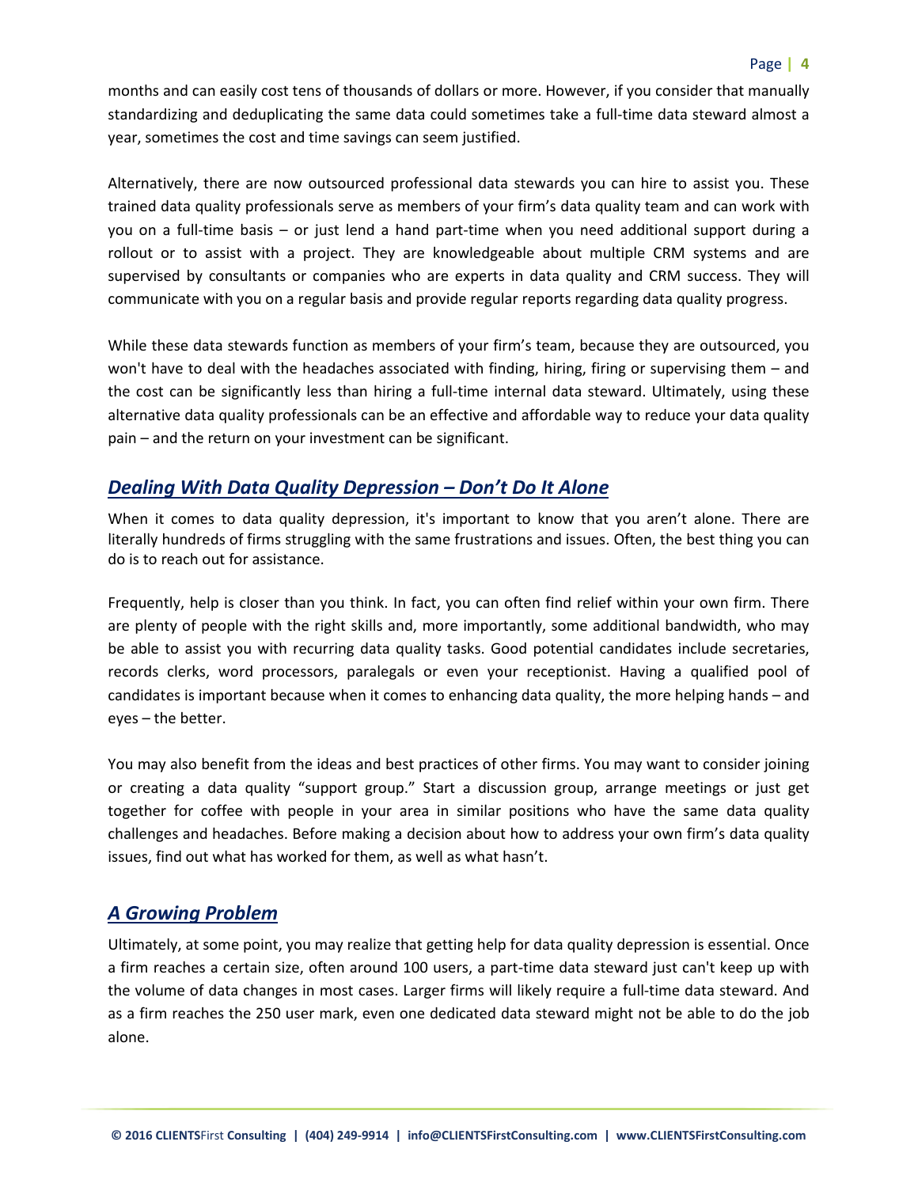months and can easily cost tens of thousands of dollars or more. However, if you consider that manually standardizing and deduplicating the same data could sometimes take a full-time data steward almost a year, sometimes the cost and time savings can seem justified.

Alternatively, there are now outsourced professional data stewards you can hire to assist you. These trained data quality professionals serve as members of your firm's data quality team and can work with you on a full-time basis – or just lend a hand part-time when you need additional support during a rollout or to assist with a project. They are knowledgeable about multiple CRM systems and are supervised by consultants or companies who are experts in data quality and CRM success. They will communicate with you on a regular basis and provide regular reports regarding data quality progress.

While these data stewards function as members of your firm's team, because they are outsourced, you won't have to deal with the headaches associated with finding, hiring, firing or supervising them – and the cost can be significantly less than hiring a full-time internal data steward. Ultimately, using these alternative data quality professionals can be an effective and affordable way to reduce your data quality pain – and the return on your investment can be significant.

## *Dealing With Data Quality Depression – Don't Do It Alone*

When it comes to data quality depression, it's important to know that you aren't alone. There are literally hundreds of firms struggling with the same frustrations and issues. Often, the best thing you can do is to reach out for assistance.

Frequently, help is closer than you think. In fact, you can often find relief within your own firm. There are plenty of people with the right skills and, more importantly, some additional bandwidth, who may be able to assist you with recurring data quality tasks. Good potential candidates include secretaries, records clerks, word processors, paralegals or even your receptionist. Having a qualified pool of candidates is important because when it comes to enhancing data quality, the more helping hands – and eyes – the better.

You may also benefit from the ideas and best practices of other firms. You may want to consider joining or creating a data quality "support group." Start a discussion group, arrange meetings or just get together for coffee with people in your area in similar positions who have the same data quality challenges and headaches. Before making a decision about how to address your own firm's data quality issues, find out what has worked for them, as well as what hasn't.

## *A Growing Problem*

Ultimately, at some point, you may realize that getting help for data quality depression is essential. Once a firm reaches a certain size, often around 100 users, a part-time data steward just can't keep up with the volume of data changes in most cases. Larger firms will likely require a full-time data steward. And as a firm reaches the 250 user mark, even one dedicated data steward might not be able to do the job alone.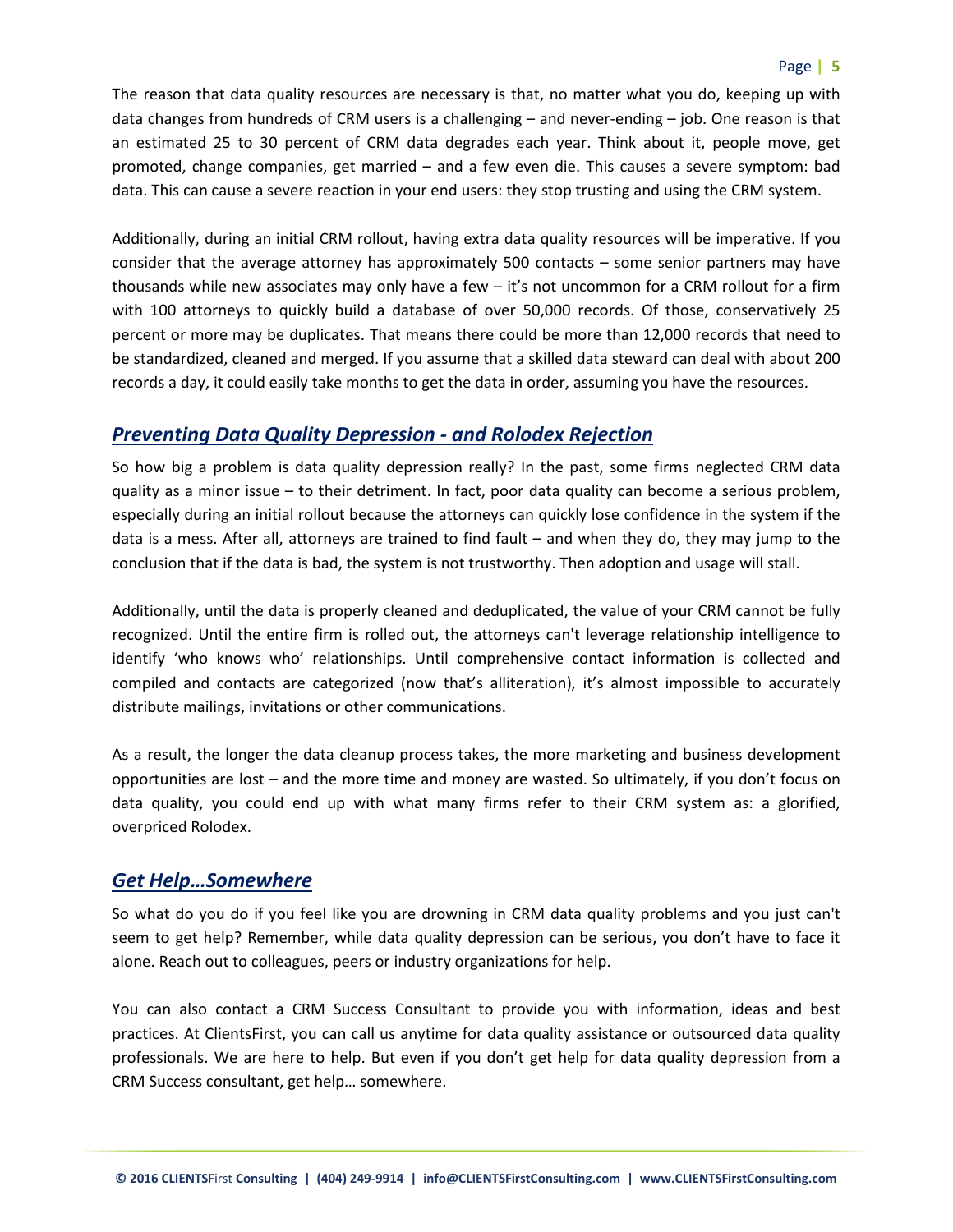The reason that data quality resources are necessary is that, no matter what you do, keeping up with data changes from hundreds of CRM users is a challenging – and never-ending – job. One reason is that an estimated 25 to 30 percent of CRM data degrades each year. Think about it, people move, get promoted, change companies, get married – and a few even die. This causes a severe symptom: bad data. This can cause a severe reaction in your end users: they stop trusting and using the CRM system.

Additionally, during an initial CRM rollout, having extra data quality resources will be imperative. If you consider that the average attorney has approximately 500 contacts – some senior partners may have thousands while new associates may only have a few – it's not uncommon for a CRM rollout for a firm with 100 attorneys to quickly build a database of over 50,000 records. Of those, conservatively 25 percent or more may be duplicates. That means there could be more than 12,000 records that need to be standardized, cleaned and merged. If you assume that a skilled data steward can deal with about 200 records a day, it could easily take months to get the data in order, assuming you have the resources.

## *Preventing Data Quality Depression - and Rolodex Rejection*

So how big a problem is data quality depression really? In the past, some firms neglected CRM data quality as a minor issue – to their detriment. In fact, poor data quality can become a serious problem, especially during an initial rollout because the attorneys can quickly lose confidence in the system if the data is a mess. After all, attorneys are trained to find fault – and when they do, they may jump to the conclusion that if the data is bad, the system is not trustworthy. Then adoption and usage will stall.

Additionally, until the data is properly cleaned and deduplicated, the value of your CRM cannot be fully recognized. Until the entire firm is rolled out, the attorneys can't leverage relationship intelligence to identify 'who knows who' relationships. Until comprehensive contact information is collected and compiled and contacts are categorized (now that's alliteration), it's almost impossible to accurately distribute mailings, invitations or other communications.

As a result, the longer the data cleanup process takes, the more marketing and business development opportunities are lost – and the more time and money are wasted. So ultimately, if you don't focus on data quality, you could end up with what many firms refer to their CRM system as: a glorified, overpriced Rolodex.

## *Get Help…Somewhere*

So what do you do if you feel like you are drowning in CRM data quality problems and you just can't seem to get help? Remember, while data quality depression can be serious, you don't have to face it alone. Reach out to colleagues, peers or industry organizations for help.

You can also contact a CRM Success Consultant to provide you with information, ideas and best practices. At ClientsFirst, you can call us anytime for data quality assistance or outsourced data quality professionals. We are here to help. But even if you don't get help for data quality depression from a CRM Success consultant, get help… somewhere.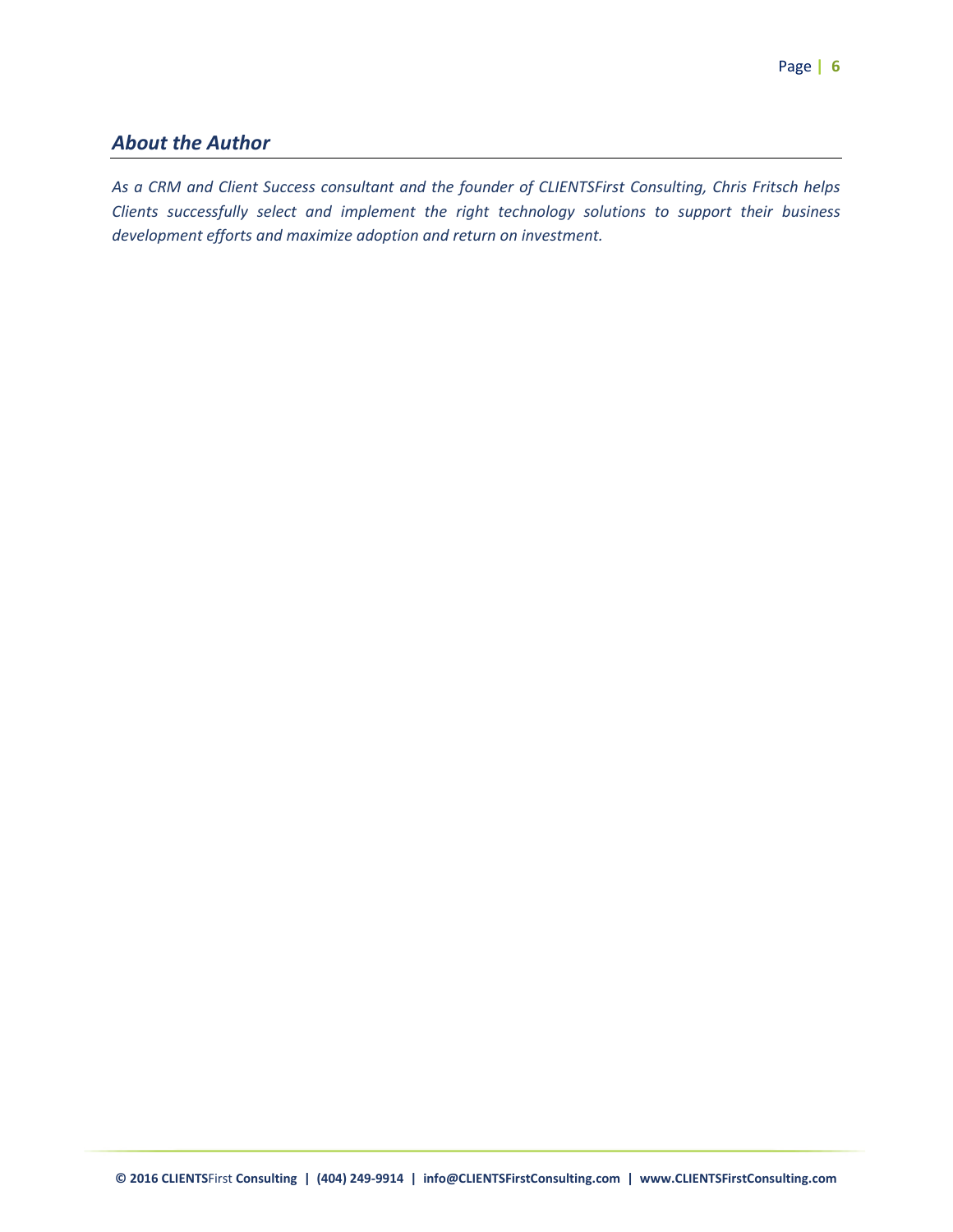## *About the Author*

*As a CRM and Client Success consultant and the founder of CLIENTSFirst Consulting, Chris Fritsch helps Clients successfully select and implement the right technology solutions to support their business development efforts and maximize adoption and return on investment.*